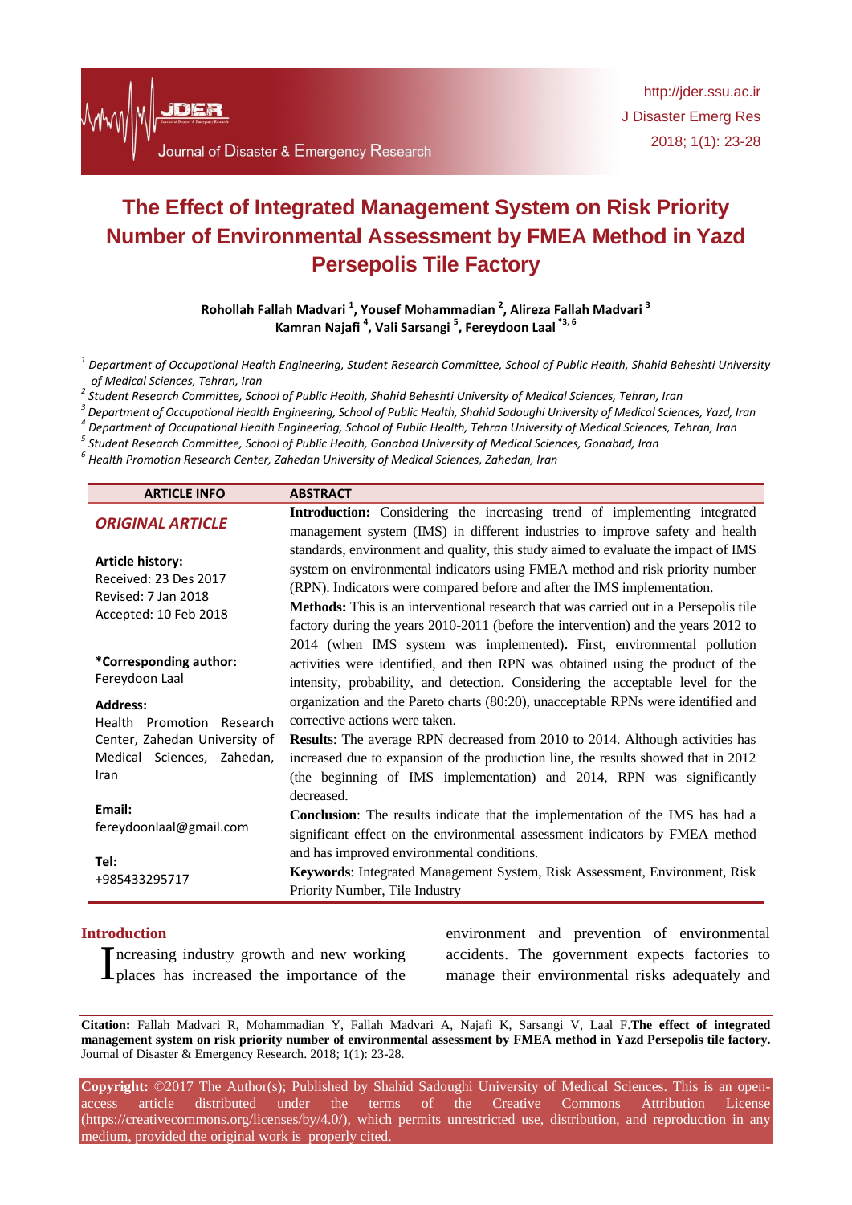# The Effect of Integrated Management System on Risk Priority Number of Environmental Assessment by FMEA Method in Yazd Persepolis Tile Factory

**Rohollah Fallah Madvari [1], Yousef Mohammadian [2], Alireza Fallah Madvari [3], Kamran Najafi [4], Vali Sarsangi [5], Fereydoon Laal [*3, 6]**

*[1] Department of Occupational Health Engineering, Student Research Committee, School of Public Health, Shahid Beheshti University of Medical Sciences, Tehran, Iran*
*[2] Student Research Committee, School of Public Health, Shahid Beheshti University of Medical Sciences, Tehran, Iran*
*[3] Department of Occupational Health Engineering, School of Public Health, Shahid Sadoughi University of Medical Sciences, Yazd, Iran*
*[4] Department of Occupational Health Engineering, School of Public Health, Tehran University of Medical Sciences, Tehran, Iran*
*[5] Student Research Committee, School of Public Health, Gonabad University of Medical Sciences, Gonabad, Iran*
*[6] Health Promotion Research Center, Zahedan University of Medical Sciences, Zahedan, Iran*

## ARTICLE INFO

***ORIGINAL ARTICLE***

**Article history:**
Received: 23 Des 2017
Revised: 7 Jan 2018
Accepted: 10 Feb 2018

**\*Corresponding author:**
Fereydoon Laal

**Address:**
Health Promotion Research Center, Zahedan University of Medical Sciences, Zahedan, Iran

**Email:**
fereydoonlaal@gmail.com

**Tel:**
+985433295717

## ABSTRACT

**Introduction:** Considering the increasing trend of implementing integrated management system (IMS) in different industries to improve safety and health standards, environment and quality, this study aimed to evaluate the impact of IMS system on environmental indicators using FMEA method and risk priority number (RPN). Indicators were compared before and after the IMS implementation.

**Methods:** This is an interventional research that was carried out in a Persepolis tile factory during the years 2010-2011 (before the intervention) and the years 2012 to 2014 (when IMS system was implemented)**.** First, environmental pollution activities were identified, and then RPN was obtained using the product of the intensity, probability, and detection. Considering the acceptable level for the organization and the Pareto charts (80:20), unacceptable RPNs were identified and corrective actions were taken.

**Results**: The average RPN decreased from 2010 to 2014. Although activities has increased due to expansion of the production line, the results showed that in 2012 (the beginning of IMS implementation) and 2014, RPN was significantly decreased.

**Conclusion**: The results indicate that the implementation of the IMS has had a significant effect on the environmental assessment indicators by FMEA method and has improved environmental conditions.

**Keywords**: Integrated Management System, Risk Assessment, Environment, Risk Priority Number, Tile Industry

## Introduction

Increasing industry growth and new working places has increased the importance of the environment and prevention of environmental accidents. The government expects factories to manage their environmental risks adequately and

**Citation:** Fallah Madvari R, Mohammadian Y, Fallah Madvari A, Najafi K, Sarsangi V, Laal F.**The effect of integrated management system on risk priority number of environmental assessment by FMEA method in Yazd Persepolis tile factory.** Journal of Disaster & Emergency Research. 2018; 1(1): 23-28.

**Copyright:** ©2017 The Author(s); Published by Shahid Sadoughi University of Medical Sciences. This is an open-access article distributed under the terms of the Creative Commons Attribution License (https://creativecommons.org/licenses/by/4.0/), which permits unrestricted use, distribution, and reproduction in any medium, provided the original work is properly cited.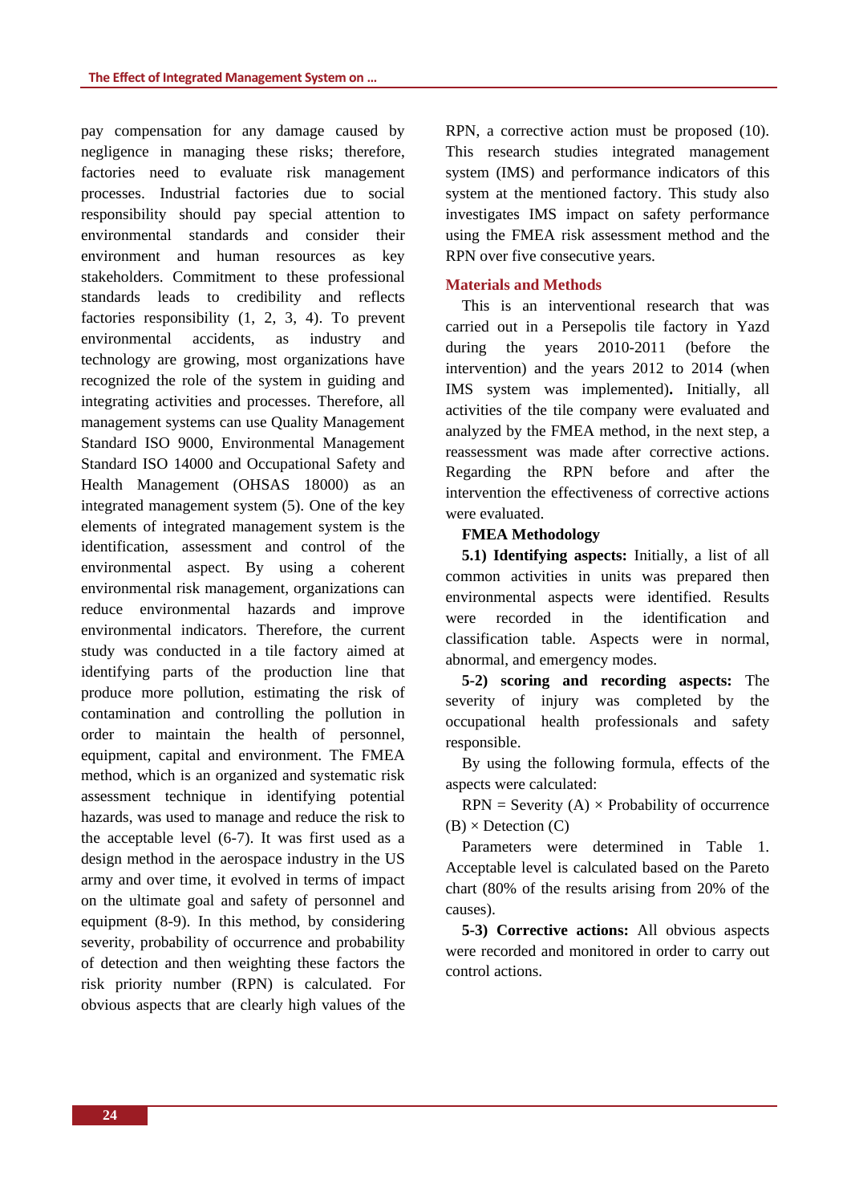pay compensation for any damage caused by negligence in managing these risks; therefore, factories need to evaluate risk management processes. Industrial factories due to social responsibility should pay special attention to environmental standards and consider their environment and human resources as key stakeholders. Commitment to these professional standards leads to credibility and reflects factories responsibility (1, 2, 3, 4). To prevent environmental accidents, as industry and technology are growing, most organizations have recognized the role of the system in guiding and integrating activities and processes. Therefore, all management systems can use Quality Management Standard ISO 9000, Environmental Management Standard ISO 14000 and Occupational Safety and Health Management (OHSAS 18000) as an integrated management system (5). One of the key elements of integrated management system is the identification, assessment and control of the environmental aspect. By using a coherent environmental risk management, organizations can reduce environmental hazards and improve environmental indicators. Therefore, the current study was conducted in a tile factory aimed at identifying parts of the production line that produce more pollution, estimating the risk of contamination and controlling the pollution in order to maintain the health of personnel, equipment, capital and environment. The FMEA method, which is an organized and systematic risk assessment technique in identifying potential hazards, was used to manage and reduce the risk to the acceptable level (6-7). It was first used as a design method in the aerospace industry in the US army and over time, it evolved in terms of impact on the ultimate goal and safety of personnel and equipment (8-9). In this method, by considering severity, probability of occurrence and probability of detection and then weighting these factors the risk priority number (RPN) is calculated. For obvious aspects that are clearly high values of the RPN, a corrective action must be proposed (10). This research studies integrated management system (IMS) and performance indicators of this system at the mentioned factory. This study also investigates IMS impact on safety performance using the FMEA risk assessment method and the RPN over five consecutive years.

## Materials and Methods

This is an interventional research that was carried out in a Persepolis tile factory in Yazd during the years 2010-2011 (before the intervention) and the years 2012 to 2014 (when IMS system was implemented). Initially, all activities of the tile company were evaluated and analyzed by the FMEA method, in the next step, a reassessment was made after corrective actions. Regarding the RPN before and after the intervention the effectiveness of corrective actions were evaluated.

### FMEA Methodology

**5.1) Identifying aspects:** Initially, a list of all common activities in units was prepared then environmental aspects were identified. Results were recorded in the identification and classification table. Aspects were in normal, abnormal, and emergency modes.

**5-2) scoring and recording aspects:** The severity of injury was completed by the occupational health professionals and safety responsible.

By using the following formula, effects of the aspects were calculated:

RPN = Severity (A) × Probability of occurrence (B) × Detection (C)

Parameters were determined in Table 1. Acceptable level is calculated based on the Pareto chart (80% of the results arising from 20% of the causes).

**5-3) Corrective actions:** All obvious aspects were recorded and monitored in order to carry out control actions.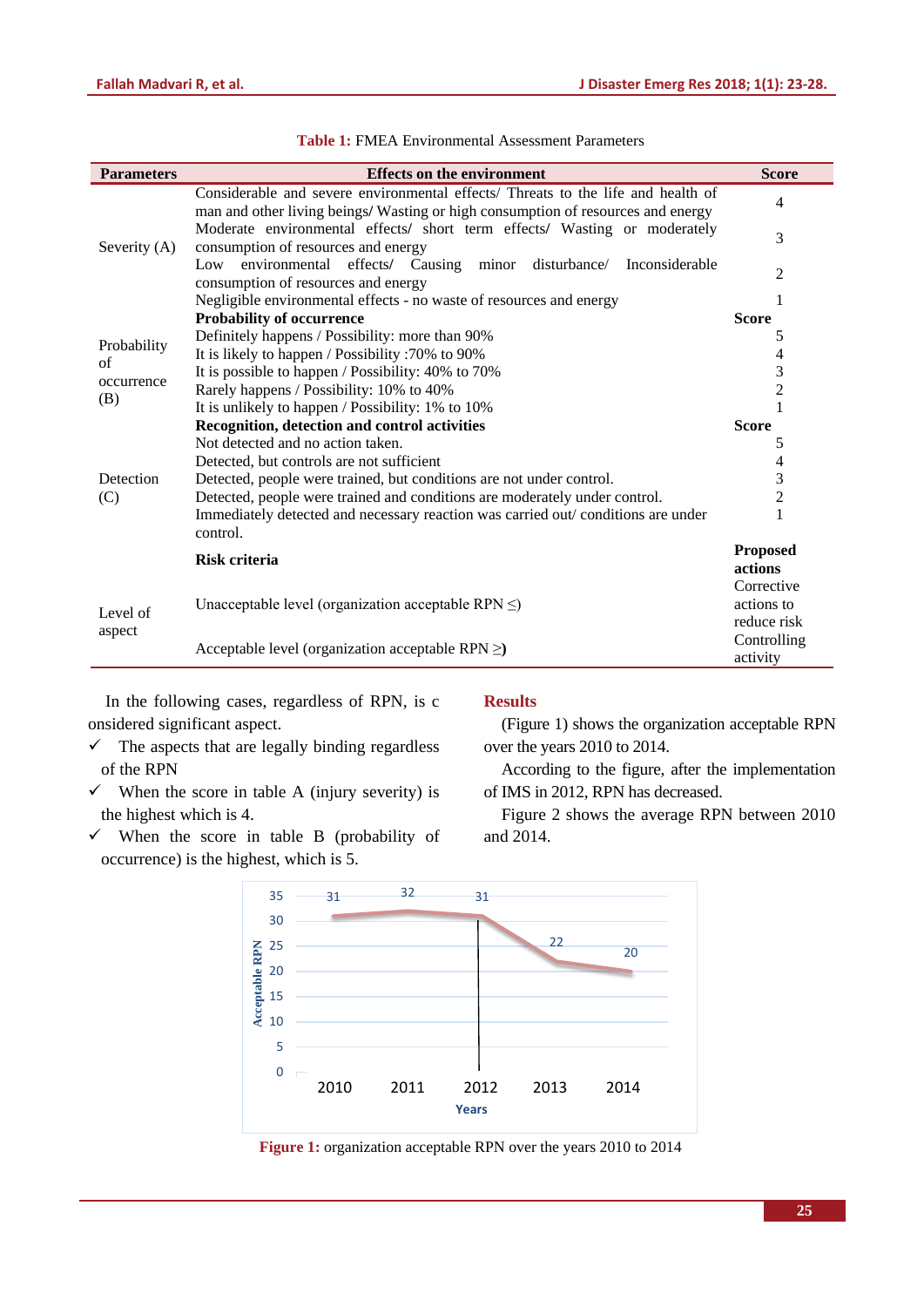**Table 1:** FMEA Environmental Assessment Parameters

| Parameters | Effects on the environment | Score |
|---|---|---|
| Severity (A) | Considerable and severe environmental effects/ Threats to the life and health of man and other living beings/ Wasting or high consumption of resources and energy | 4 |
| | Moderate environmental effects/ short term effects/ Wasting or moderately consumption of resources and energy | 3 |
| | Low environmental effects/ Causing minor disturbance/ Inconsiderable consumption of resources and energy | 2 |
| | Negligible environmental effects - no waste of resources and energy | 1 |
| Probability of occurrence (B) | **Probability of occurrence** | **Score** |
| | Definitely happens / Possibility: more than 90% | 5 |
| | It is likely to happen / Possibility :70% to 90% | 4 |
| | It is possible to happen / Possibility: 40% to 70% | 3 |
| | Rarely happens / Possibility: 10% to 40% | 2 |
| | It is unlikely to happen / Possibility: 1% to 10% | 1 |
| Detection (C) | **Recognition, detection and control activities** | **Score** |
| | Not detected and no action taken. | 5 |
| | Detected, but controls are not sufficient | 4 |
| | Detected, people were trained, but conditions are not under control. | 3 |
| | Detected, people were trained and conditions are moderately under control. | 2 |
| | Immediately detected and necessary reaction was carried out/ conditions are under control. | 1 |
| Level of aspect | **Risk criteria** | **Proposed actions** |
| | Unacceptable level (organization acceptable RPN ≤) | Corrective actions to reduce risk |
| | Acceptable level (organization acceptable RPN ≥) | Controlling activity |

In the following cases, regardless of RPN, is considered significant aspect.

- ✓ The aspects that are legally binding regardless of the RPN
- ✓ When the score in table A (injury severity) is the highest which is 4.
- ✓ When the score in table B (probability of occurrence) is the highest, which is 5.

## Results

(Figure 1) shows the organization acceptable RPN over the years 2010 to 2014.

According to the figure, after the implementation of IMS in 2012, RPN has decreased.

Figure 2 shows the average RPN between 2010 and 2014.

**Figure 1:** organization acceptable RPN over the years 2010 to 2014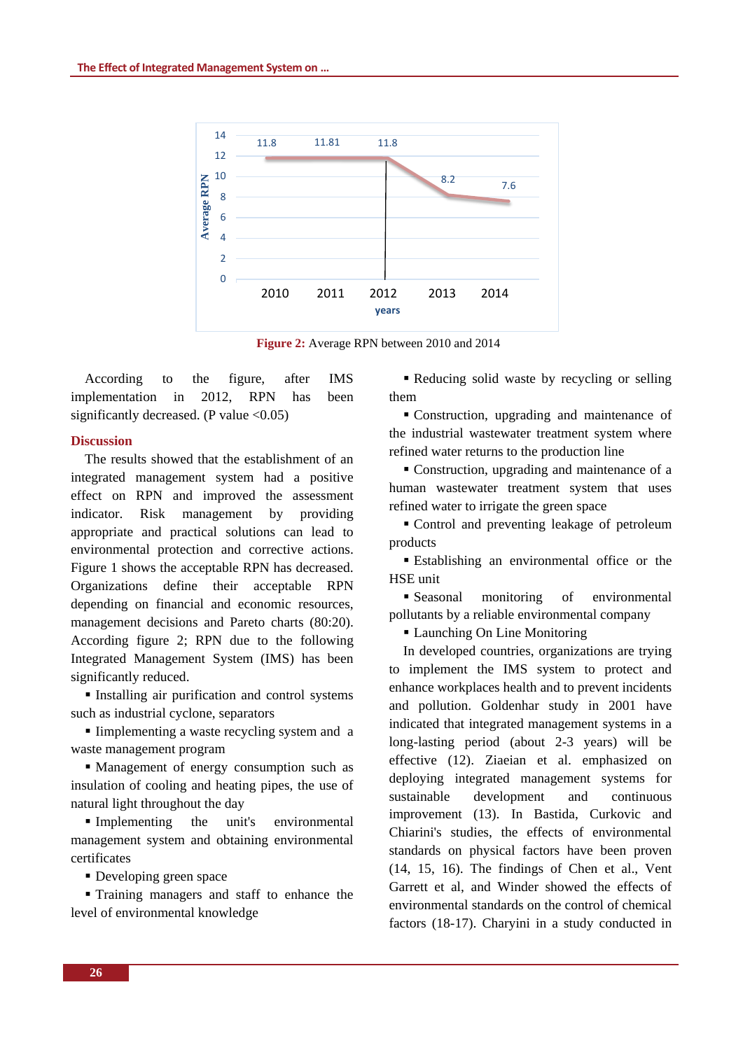Figure 2: Average RPN between 2010 and 2014

According to the figure, after IMS implementation in 2012, RPN has been significantly decreased. (P value <0.05)

## Discussion

The results showed that the establishment of an integrated management system had a positive effect on RPN and improved the assessment indicator. Risk management by providing appropriate and practical solutions can lead to environmental protection and corrective actions. Figure 1 shows the acceptable RPN has decreased. Organizations define their acceptable RPN depending on financial and economic resources, management decisions and Pareto charts (80:20). According figure 2; RPN due to the following Integrated Management System (IMS) has been significantly reduced.

- Installing air purification and control systems such as industrial cyclone, separators
- Iimplementing a waste recycling system and a waste management program
- Management of energy consumption such as insulation of cooling and heating pipes, the use of natural light throughout the day
- Implementing the unit's environmental management system and obtaining environmental certificates
- Developing green space
- Training managers and staff to enhance the level of environmental knowledge
- Reducing solid waste by recycling or selling them
- Construction, upgrading and maintenance of the industrial wastewater treatment system where refined water returns to the production line
- Construction, upgrading and maintenance of a human wastewater treatment system that uses refined water to irrigate the green space
- Control and preventing leakage of petroleum products
- Establishing an environmental office or the HSE unit
- Seasonal monitoring of environmental pollutants by a reliable environmental company
- Launching On Line Monitoring

In developed countries, organizations are trying to implement the IMS system to protect and enhance workplaces health and to prevent incidents and pollution. Goldenhar study in 2001 have indicated that integrated management systems in a long-lasting period (about 2-3 years) will be effective (12). Ziaeian et al. emphasized on deploying integrated management systems for sustainable development and continuous improvement (13). In Bastida, Curkovic and Chiarini's studies, the effects of environmental standards on physical factors have been proven (14, 15, 16). The findings of Chen et al., Vent Garrett et al, and Winder showed the effects of environmental standards on the control of chemical factors (18-17). Charyini in a study conducted in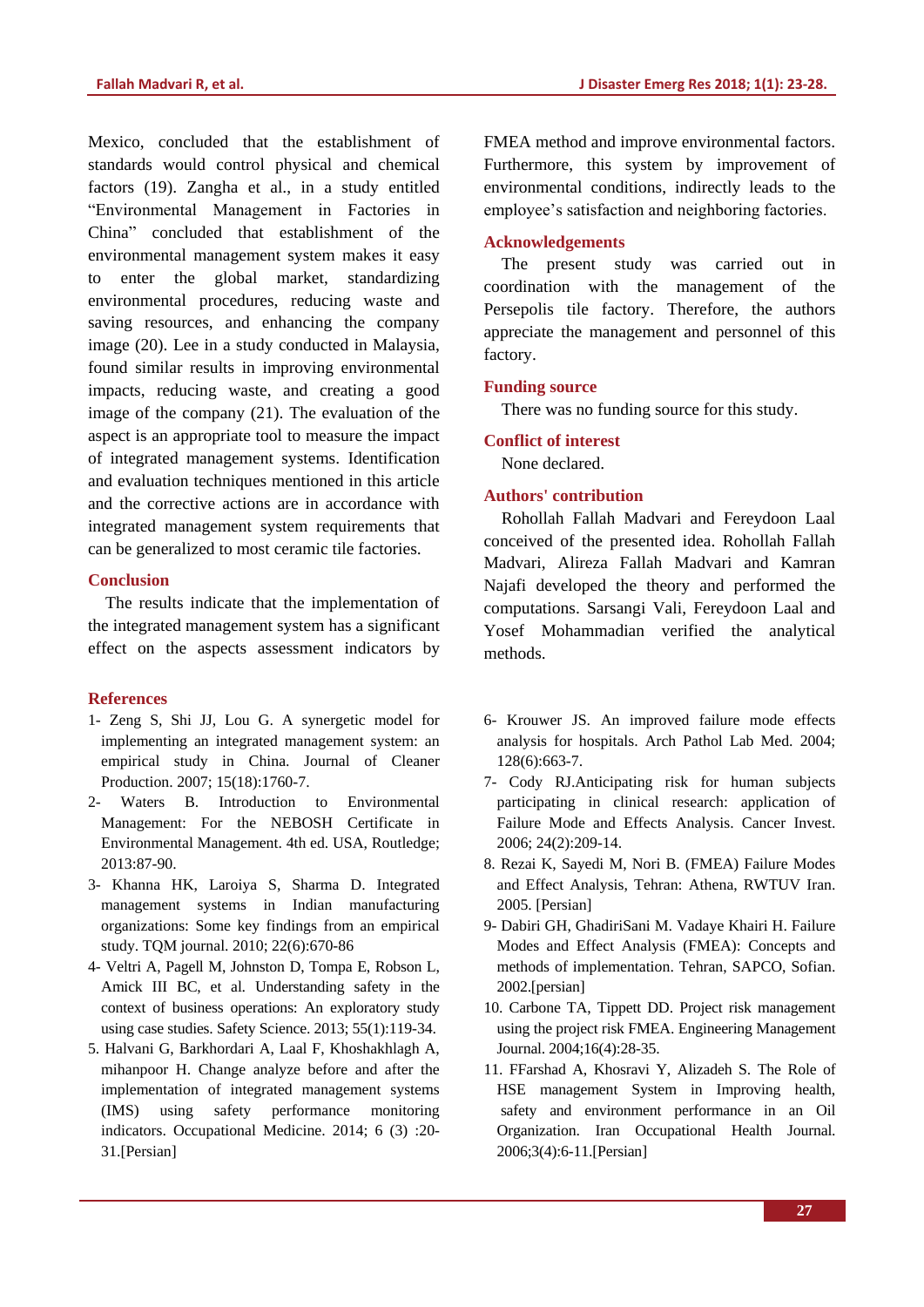Mexico, concluded that the establishment of standards would control physical and chemical factors (19). Zangha et al., in a study entitled "Environmental Management in Factories in China" concluded that establishment of the environmental management system makes it easy to enter the global market, standardizing environmental procedures, reducing waste and saving resources, and enhancing the company image (20). Lee in a study conducted in Malaysia, found similar results in improving environmental impacts, reducing waste, and creating a good image of the company (21). The evaluation of the aspect is an appropriate tool to measure the impact of integrated management systems. Identification and evaluation techniques mentioned in this article and the corrective actions are in accordance with integrated management system requirements that can be generalized to most ceramic tile factories.

## Conclusion

The results indicate that the implementation of the integrated management system has a significant effect on the aspects assessment indicators by FMEA method and improve environmental factors. Furthermore, this system by improvement of environmental conditions, indirectly leads to the employee's satisfaction and neighboring factories.

## Acknowledgements

The present study was carried out in coordination with the management of the Persepolis tile factory. Therefore, the authors appreciate the management and personnel of this factory.

## Funding source

There was no funding source for this study.

## Conflict of interest

None declared.

## Authors' contribution

Rohollah Fallah Madvari and Fereydoon Laal conceived of the presented idea. Rohollah Fallah Madvari, Alireza Fallah Madvari and Kamran Najafi developed the theory and performed the computations. Sarsangi Vali, Fereydoon Laal and Yosef Mohammadian verified the analytical methods.

## References

1- Zeng S, Shi JJ, Lou G. A synergetic model for implementing an integrated management system: an empirical study in China. Journal of Cleaner Production. 2007; 15(18):1760-7.

2- Waters B. Introduction to Environmental Management: For the NEBOSH Certificate in Environmental Management. 4th ed. USA, Routledge; 2013:87-90.

3- Khanna HK, Laroiya S, Sharma D. Integrated management systems in Indian manufacturing organizations: Some key findings from an empirical study. TQM journal. 2010; 22(6):670-86

4- Veltri A, Pagell M, Johnston D, Tompa E, Robson L, Amick III BC, et al. Understanding safety in the context of business operations: An exploratory study using case studies. Safety Science. 2013; 55(1):119-34.

5. Halvani G, Barkhordari A, Laal F, Khoshakhlagh A, mihanpoor H. Change analyze before and after the implementation of integrated management systems (IMS) using safety performance monitoring indicators. Occupational Medicine. 2014; 6 (3) :20-31.[Persian]

6- Krouwer JS. An improved failure mode effects analysis for hospitals. Arch Pathol Lab Med. 2004; 128(6):663-7.

7- Cody RJ.Anticipating risk for human subjects participating in clinical research: application of Failure Mode and Effects Analysis. Cancer Invest. 2006; 24(2):209-14.

8. Rezai K, Sayedi M, Nori B. (FMEA) Failure Modes and Effect Analysis, Tehran: Athena, RWTUV Iran. 2005. [Persian]

9- Dabiri GH, GhadiriSani M. Vadaye Khairi H. Failure Modes and Effect Analysis (FMEA): Concepts and methods of implementation. Tehran, SAPCO, Sofian. 2002.[persian]

10. Carbone TA, Tippett DD. Project risk management using the project risk FMEA. Engineering Management Journal. 2004;16(4):28-35.

11. FFarshad A, Khosravi Y, Alizadeh S. The Role of HSE management System in Improving health, safety and environment performance in an Oil Organization. Iran Occupational Health Journal. 2006;3(4):6-11.[Persian]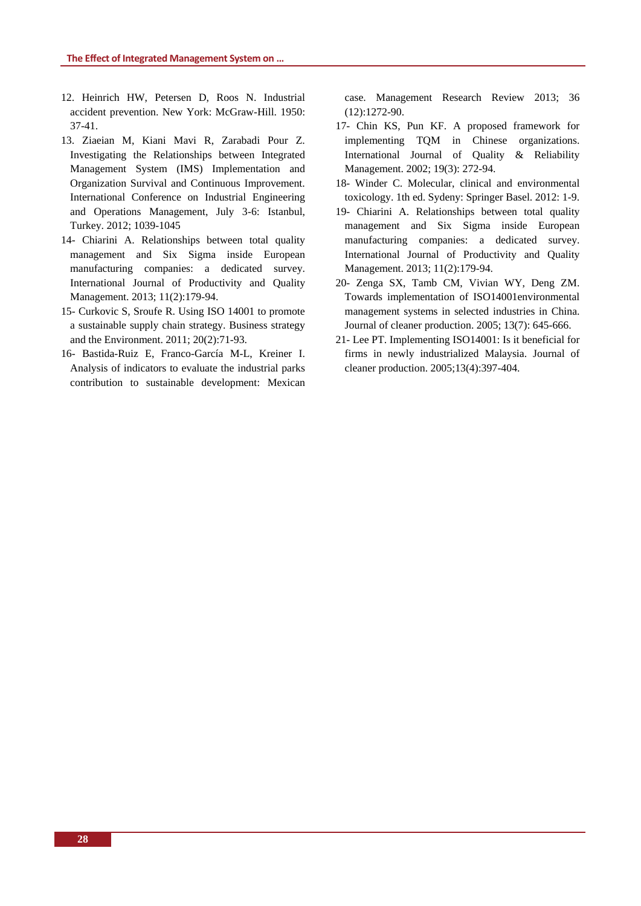12. Heinrich HW, Petersen D, Roos N. Industrial accident prevention. New York: McGraw-Hill. 1950: 37-41.
13. Ziaeian M, Kiani Mavi R, Zarabadi Pour Z. Investigating the Relationships between Integrated Management System (IMS) Implementation and Organization Survival and Continuous Improvement. International Conference on Industrial Engineering and Operations Management, July 3-6: Istanbul, Turkey. 2012; 1039-1045
14- Chiarini A. Relationships between total quality management and Six Sigma inside European manufacturing companies: a dedicated survey. International Journal of Productivity and Quality Management. 2013; 11(2):179-94.
15- Curkovic S, Sroufe R. Using ISO 14001 to promote a sustainable supply chain strategy. Business strategy and the Environment. 2011; 20(2):71-93.
16- Bastida-Ruiz E, Franco-García M-L, Kreiner I. Analysis of indicators to evaluate the industrial parks contribution to sustainable development: Mexican case. Management Research Review 2013; 36 (12):1272-90.
17- Chin KS, Pun KF. A proposed framework for implementing TQM in Chinese organizations. International Journal of Quality & Reliability Management. 2002; 19(3): 272-94.
18- Winder C. Molecular, clinical and environmental toxicology. 1th ed. Sydeny: Springer Basel. 2012: 1-9.
19- Chiarini A. Relationships between total quality management and Six Sigma inside European manufacturing companies: a dedicated survey. International Journal of Productivity and Quality Management. 2013; 11(2):179-94.
20- Zenga SX, Tamb CM, Vivian WY, Deng ZM. Towards implementation of ISO14001environmental management systems in selected industries in China. Journal of cleaner production. 2005; 13(7): 645-666.
21- Lee PT. Implementing ISO14001: Is it beneficial for firms in newly industrialized Malaysia. Journal of cleaner production. 2005;13(4):397-404.